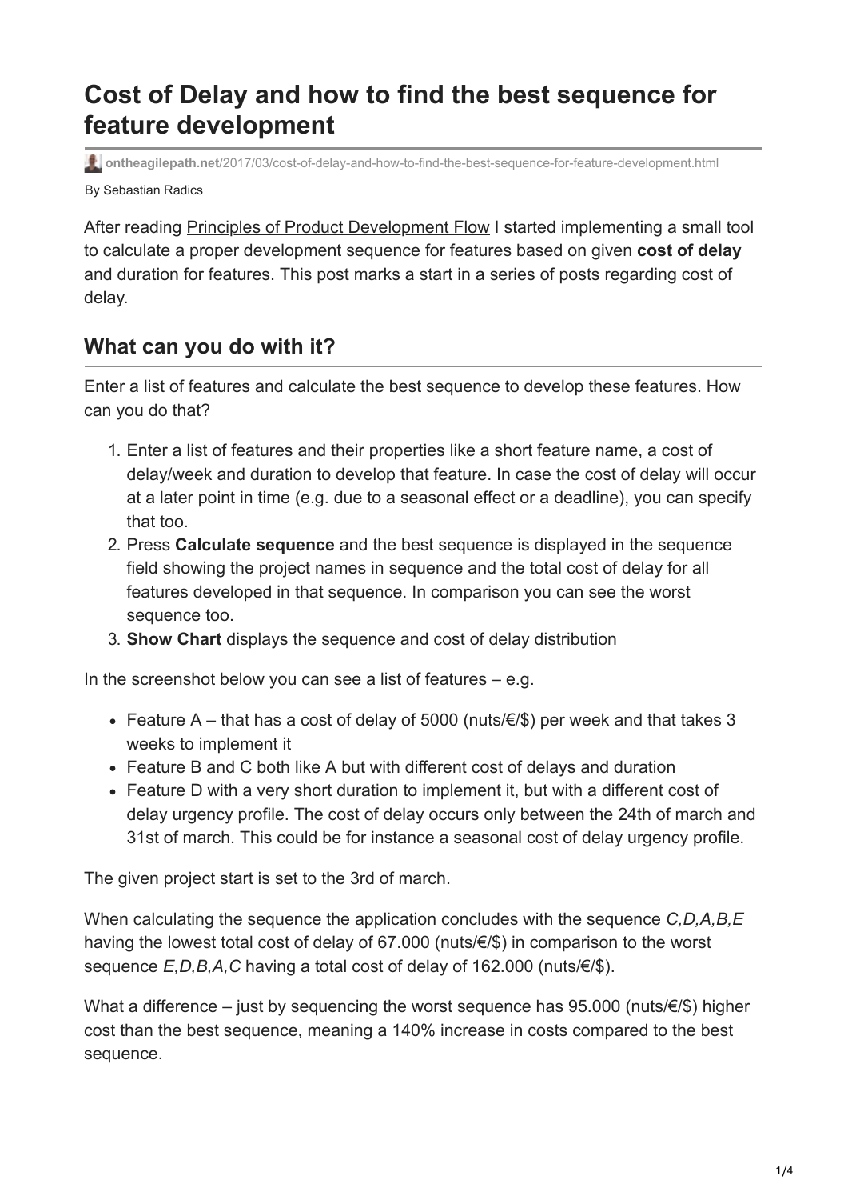# Cost of Delay and how to find the best sequence for feature development

ontheagilepath.net/2017/03/cost-of-delay-and-how-to-find-the-best-sequence-for-feature-development.html

By Sebastian Radics

After reading Principles of Product Development Flow I started implementing a small tool to calculate a proper development sequence for features based on given **cost of delay** and duration for features. This post marks a start in a series of posts regarding cost of delay.

## What can you do with it?

Enter a list of features and calculate the best sequence to develop these features. How can you do that?

1. Enter a list of features and their properties like a short feature name, a cost of delay/week and duration to develop that feature. In case the cost of delay will occur at a later point in time (e.g. due to a seasonal effect or a deadline), you can specify that too.
2. Press **Calculate sequence** and the best sequence is displayed in the sequence field showing the project names in sequence and the total cost of delay for all features developed in that sequence. In comparison you can see the worst sequence too.
3. **Show Chart** displays the sequence and cost of delay distribution

In the screenshot below you can see a list of features – e.g.

- Feature A – that has a cost of delay of 5000 (nuts/€/$) per week and that takes 3 weeks to implement it
- Feature B and C both like A but with different cost of delays and duration
- Feature D with a very short duration to implement it, but with a different cost of delay urgency profile. The cost of delay occurs only between the 24th of march and 31st of march. This could be for instance a seasonal cost of delay urgency profile.

The given project start is set to the 3rd of march.

When calculating the sequence the application concludes with the sequence *C,D,A,B,E* having the lowest total cost of delay of 67.000 (nuts/€/$) in comparison to the worst sequence *E,D,B,A,C* having a total cost of delay of 162.000 (nuts/€/$).

What a difference – just by sequencing the worst sequence has 95.000 (nuts/€/$) higher cost than the best sequence, meaning a 140% increase in costs compared to the best sequence.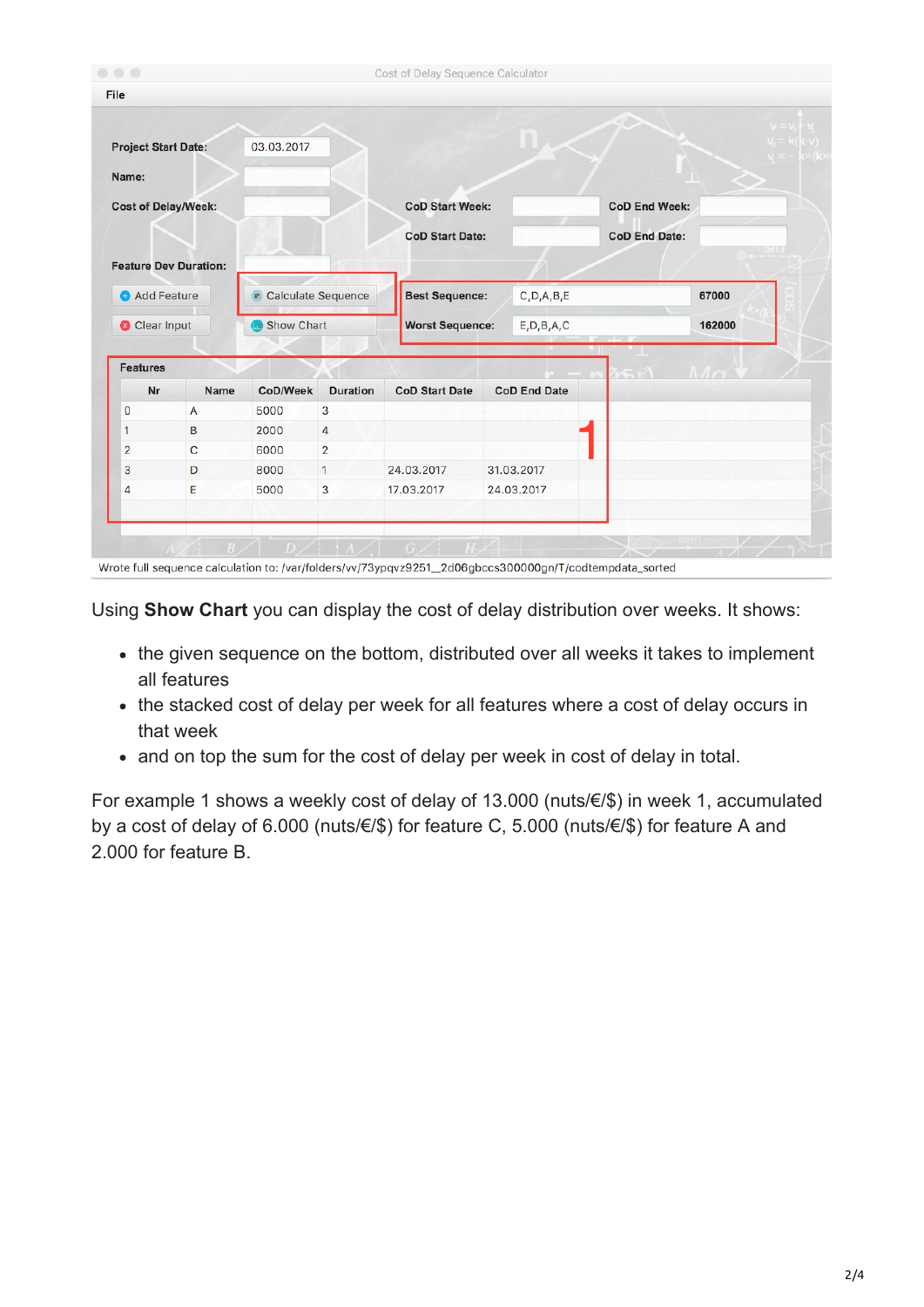Cost of Delay Sequence Calculator

File

Project Start Date: 03.03.2017

Name:

Cost of Delay/Week:

CoD Start Week:

CoD End Week:

CoD Start Date:

CoD End Date:

Feature Dev Duration:

Add Feature | Calculate Sequence | Best Sequence: C,D,A,B,E | 67000

Clear Input | Show Chart | Worst Sequence: E,D,B,A,C | 162000

Features

| Nr | Name | CoD/Week | Duration | CoD Start Date | CoD End Date |
|---|---|---|---|---|---|
| 0 | A | 5000 | 3 | | |
| 1 | B | 2000 | 4 | | |
| 2 | C | 6000 | 2 | | |
| 3 | D | 8000 | 1 | 24.03.2017 | 31.03.2017 |
| 4 | E | 5000 | 3 | 17.03.2017 | 24.03.2017 |

1

Wrote full sequence calculation to: /var/folders/vv/73ypqvz9251__2d06gbccs300000gn/T/codtempdata_sorted

Using **Show Chart** you can display the cost of delay distribution over weeks. It shows:

- the given sequence on the bottom, distributed over all weeks it takes to implement all features
- the stacked cost of delay per week for all features where a cost of delay occurs in that week
- and on top the sum for the cost of delay per week in cost of delay in total.

For example 1 shows a weekly cost of delay of 13.000 (nuts/€/$) in week 1, accumulated by a cost of delay of 6.000 (nuts/€/$) for feature C, 5.000 (nuts/€/$) for feature A and 2.000 for feature B.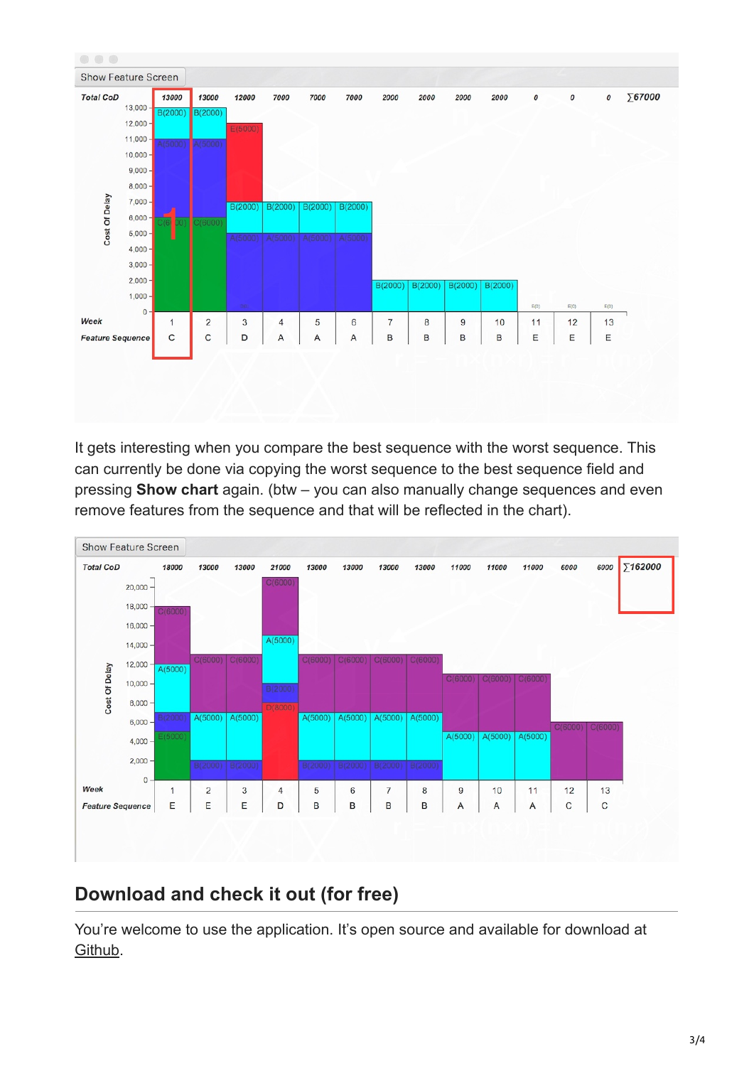It gets interesting when you compare the best sequence with the worst sequence. This can currently be done via copying the worst sequence to the best sequence field and pressing **Show chart** again. (btw – you can also manually change sequences and even remove features from the sequence and that will be reflected in the chart).

## Download and check it out (for free)

You're welcome to use the application. It's open source and available for download at Github.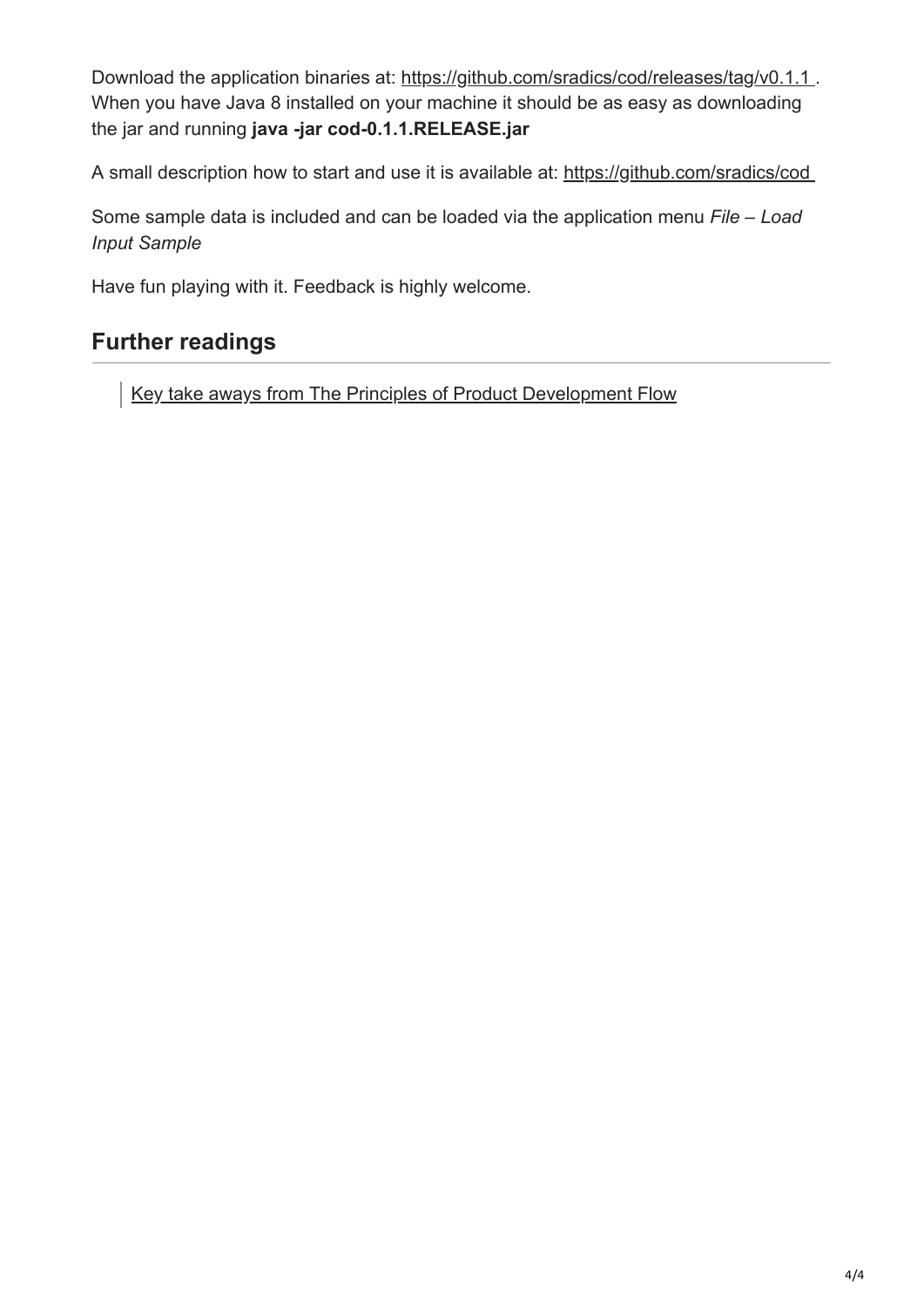Download the application binaries at: https://github.com/sradics/cod/releases/tag/v0.1.1 . When you have Java 8 installed on your machine it should be as easy as downloading the jar and running **java -jar cod-0.1.1.RELEASE.jar**

A small description how to start and use it is available at: https://github.com/sradics/cod

Some sample data is included and can be loaded via the application menu *File – Load Input Sample*

Have fun playing with it. Feedback is highly welcome.

## Further readings

> Key take aways from The Principles of Product Development Flow